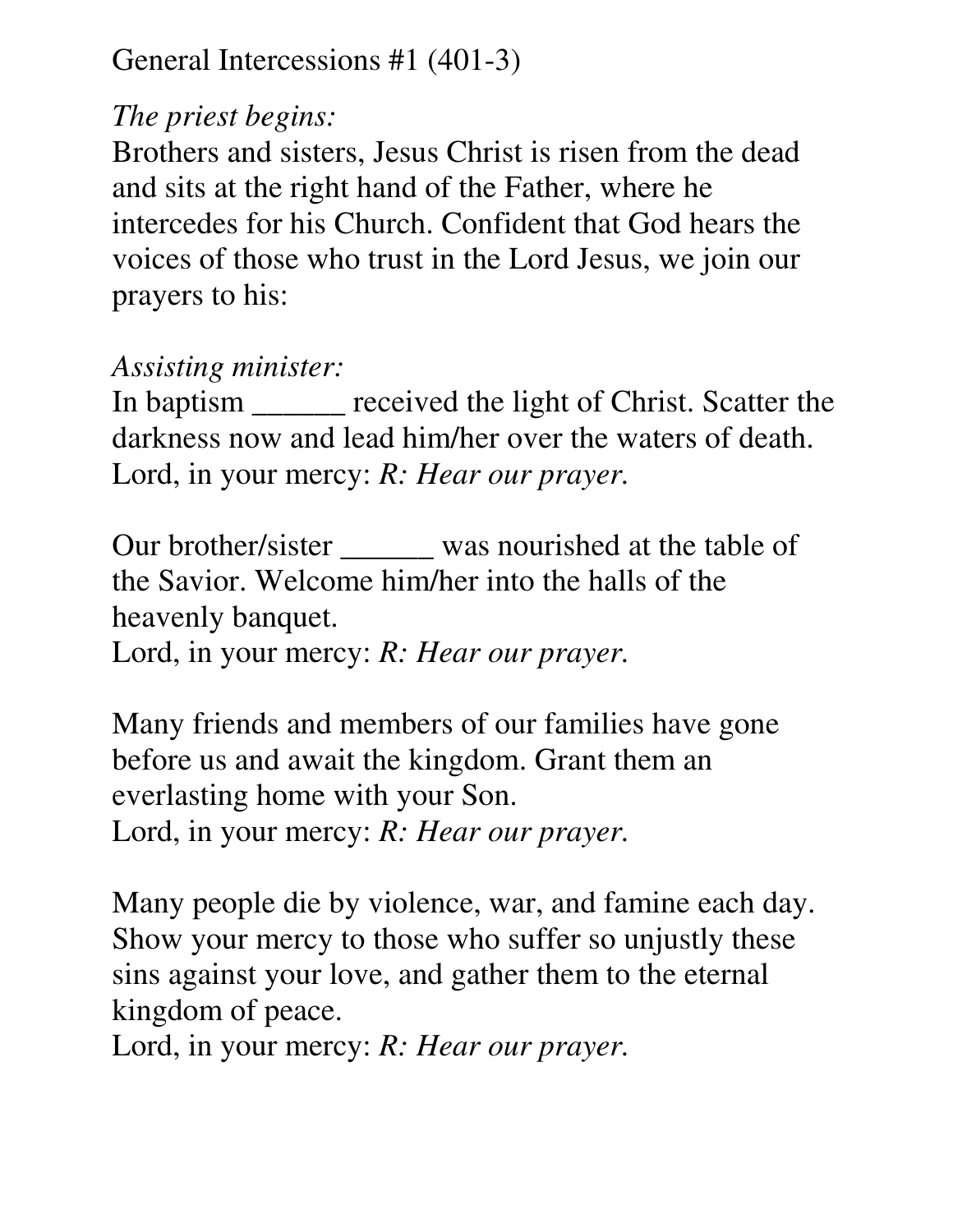General Intercessions #1 (401-3)

*The priest begins:*
Brothers and sisters, Jesus Christ is risen from the dead and sits at the right hand of the Father, where he intercedes for his Church. Confident that God hears the voices of those who trust in the Lord Jesus, we join our prayers to his:

*Assisting minister:*
In baptism ______ received the light of Christ. Scatter the darkness now and lead him/her over the waters of death.
Lord, in your mercy: *R: Hear our prayer.*

Our brother/sister ______ was nourished at the table of the Savior. Welcome him/her into the halls of the heavenly banquet.
Lord, in your mercy: *R: Hear our prayer.*

Many friends and members of our families have gone before us and await the kingdom. Grant them an everlasting home with your Son.
Lord, in your mercy: *R: Hear our prayer.*

Many people die by violence, war, and famine each day. Show your mercy to those who suffer so unjustly these sins against your love, and gather them to the eternal kingdom of peace.
Lord, in your mercy: *R: Hear our prayer.*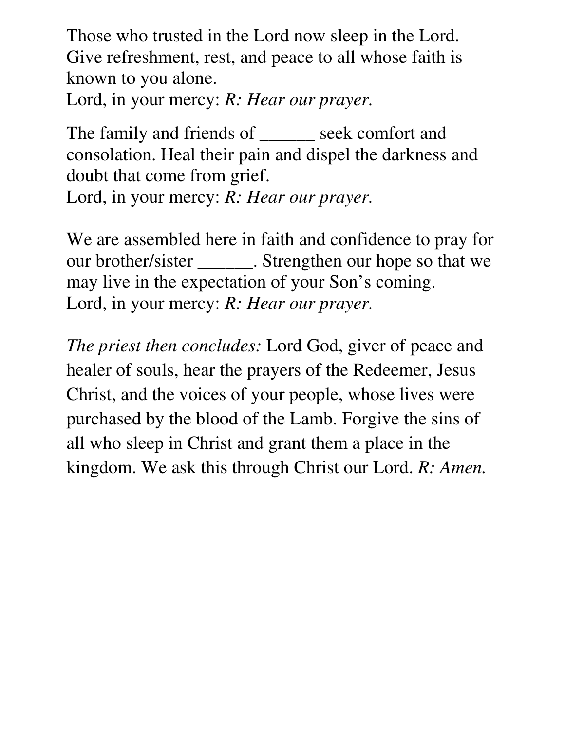Those who trusted in the Lord now sleep in the Lord. Give refreshment, rest, and peace to all whose faith is known to you alone.
Lord, in your mercy: *R: Hear our prayer.*

The family and friends of ______ seek comfort and consolation. Heal their pain and dispel the darkness and doubt that come from grief.
Lord, in your mercy: *R: Hear our prayer.*

We are assembled here in faith and confidence to pray for our brother/sister ______. Strengthen our hope so that we may live in the expectation of your Son's coming.
Lord, in your mercy: *R: Hear our prayer.*

*The priest then concludes:* Lord God, giver of peace and healer of souls, hear the prayers of the Redeemer, Jesus Christ, and the voices of your people, whose lives were purchased by the blood of the Lamb. Forgive the sins of all who sleep in Christ and grant them a place in the kingdom. We ask this through Christ our Lord. *R: Amen.*